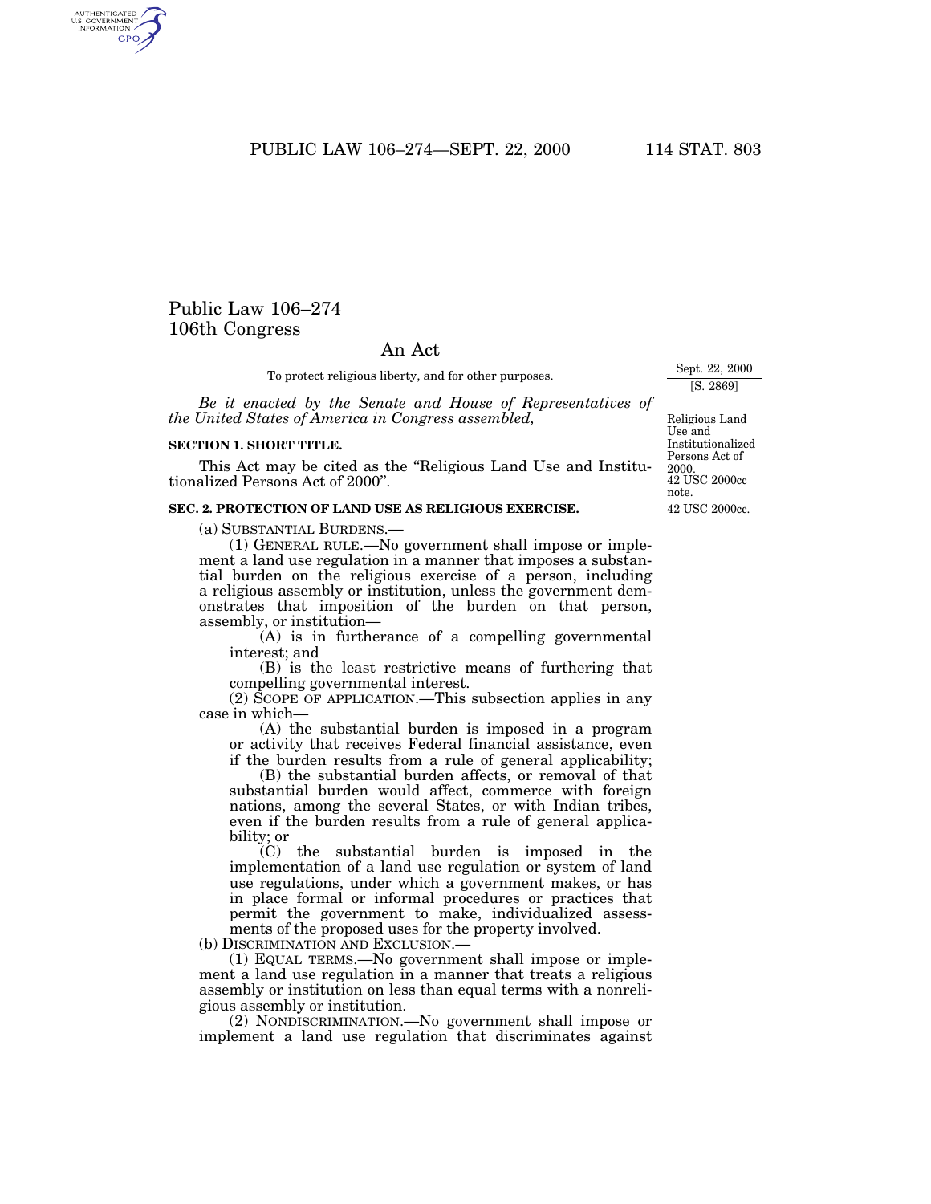# Public Law 106–274
## 106th Congress

## An Act

To protect religious liberty, and for other purposes.

Sept. 22, 2000
[S. 2869]

*Be it enacted by the Senate and House of Representatives of the United States of America in Congress assembled,*

Religious Land Use and Institutionalized Persons Act of 2000.
42 USC 2000cc note.

**SECTION 1. SHORT TITLE.**

This Act may be cited as the "Religious Land Use and Institutionalized Persons Act of 2000".

**SEC. 2. PROTECTION OF LAND USE AS RELIGIOUS EXERCISE.**

42 USC 2000cc.

(a) SUBSTANTIAL BURDENS.—

(1) GENERAL RULE.—No government shall impose or implement a land use regulation in a manner that imposes a substantial burden on the religious exercise of a person, including a religious assembly or institution, unless the government demonstrates that imposition of the burden on that person, assembly, or institution—

(A) is in furtherance of a compelling governmental interest; and

(B) is the least restrictive means of furthering that compelling governmental interest.

(2) SCOPE OF APPLICATION.—This subsection applies in any case in which—

(A) the substantial burden is imposed in a program or activity that receives Federal financial assistance, even if the burden results from a rule of general applicability;

(B) the substantial burden affects, or removal of that substantial burden would affect, commerce with foreign nations, among the several States, or with Indian tribes, even if the burden results from a rule of general applicability; or

(C) the substantial burden is imposed in the implementation of a land use regulation or system of land use regulations, under which a government makes, or has in place formal or informal procedures or practices that permit the government to make, individualized assessments of the proposed uses for the property involved.

(b) DISCRIMINATION AND EXCLUSION.—

(1) EQUAL TERMS.—No government shall impose or implement a land use regulation in a manner that treats a religious assembly or institution on less than equal terms with a nonreligious assembly or institution.

(2) NONDISCRIMINATION.—No government shall impose or implement a land use regulation that discriminates against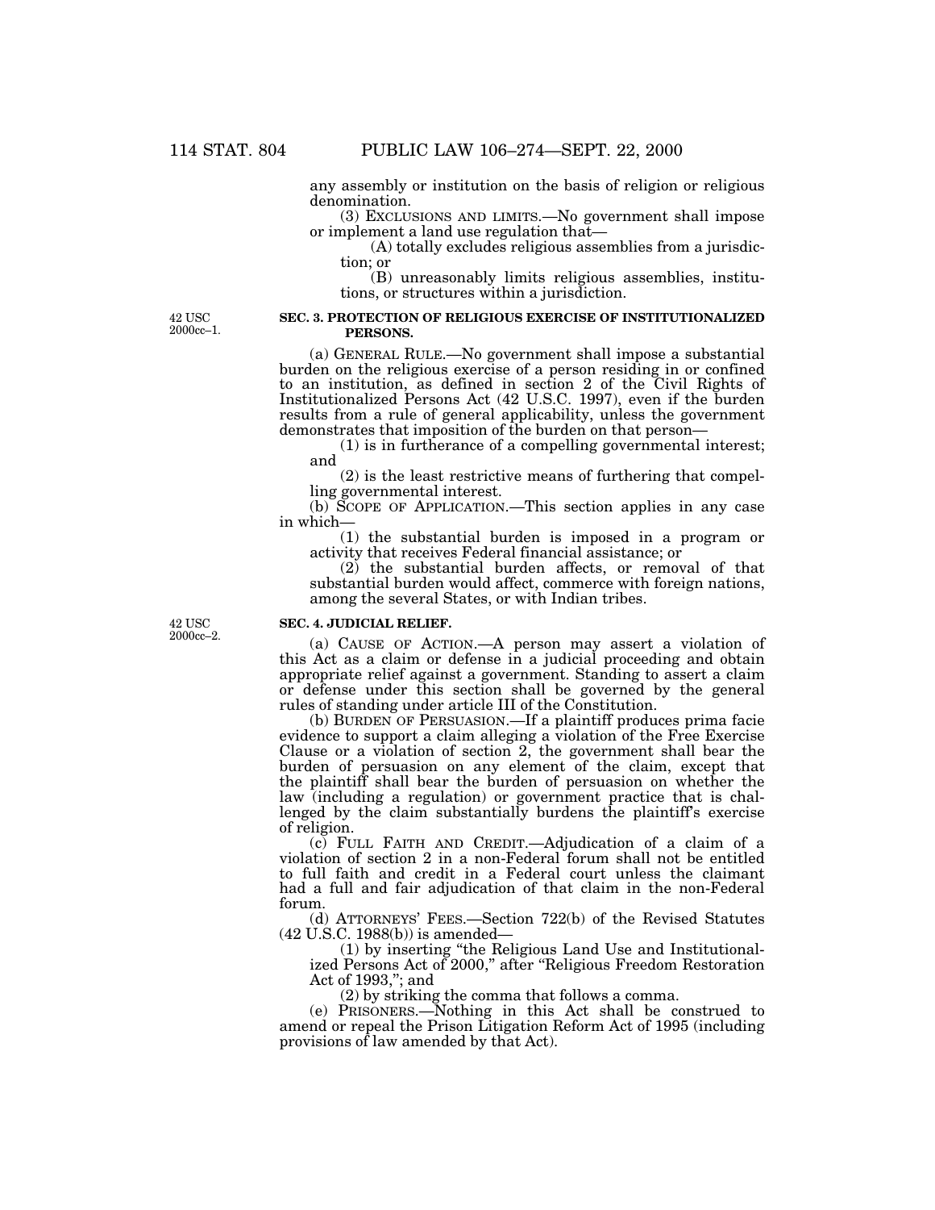any assembly or institution on the basis of religion or religious denomination.

(3) EXCLUSIONS AND LIMITS.—No government shall impose or implement a land use regulation that—

(A) totally excludes religious assemblies from a jurisdiction; or

(B) unreasonably limits religious assemblies, institutions, or structures within a jurisdiction.

42 USC 2000cc–1.

**SEC. 3. PROTECTION OF RELIGIOUS EXERCISE OF INSTITUTIONALIZED PERSONS.**

(a) GENERAL RULE.—No government shall impose a substantial burden on the religious exercise of a person residing in or confined to an institution, as defined in section 2 of the Civil Rights of Institutionalized Persons Act (42 U.S.C. 1997), even if the burden results from a rule of general applicability, unless the government demonstrates that imposition of the burden on that person—

(1) is in furtherance of a compelling governmental interest; and

(2) is the least restrictive means of furthering that compelling governmental interest.

(b) SCOPE OF APPLICATION.—This section applies in any case in which—

(1) the substantial burden is imposed in a program or activity that receives Federal financial assistance; or

(2) the substantial burden affects, or removal of that substantial burden would affect, commerce with foreign nations, among the several States, or with Indian tribes.

42 USC 2000cc–2.

**SEC. 4. JUDICIAL RELIEF.**

(a) CAUSE OF ACTION.—A person may assert a violation of this Act as a claim or defense in a judicial proceeding and obtain appropriate relief against a government. Standing to assert a claim or defense under this section shall be governed by the general rules of standing under article III of the Constitution.

(b) BURDEN OF PERSUASION.—If a plaintiff produces prima facie evidence to support a claim alleging a violation of the Free Exercise Clause or a violation of section 2, the government shall bear the burden of persuasion on any element of the claim, except that the plaintiff shall bear the burden of persuasion on whether the law (including a regulation) or government practice that is challenged by the claim substantially burdens the plaintiff's exercise of religion.

(c) FULL FAITH AND CREDIT.—Adjudication of a claim of a violation of section 2 in a non-Federal forum shall not be entitled to full faith and credit in a Federal court unless the claimant had a full and fair adjudication of that claim in the non-Federal forum.

(d) ATTORNEYS' FEES.—Section 722(b) of the Revised Statutes (42 U.S.C. 1988(b)) is amended—

(1) by inserting "the Religious Land Use and Institutionalized Persons Act of 2000," after "Religious Freedom Restoration Act of 1993,"; and

(2) by striking the comma that follows a comma.

(e) PRISONERS.—Nothing in this Act shall be construed to amend or repeal the Prison Litigation Reform Act of 1995 (including provisions of law amended by that Act).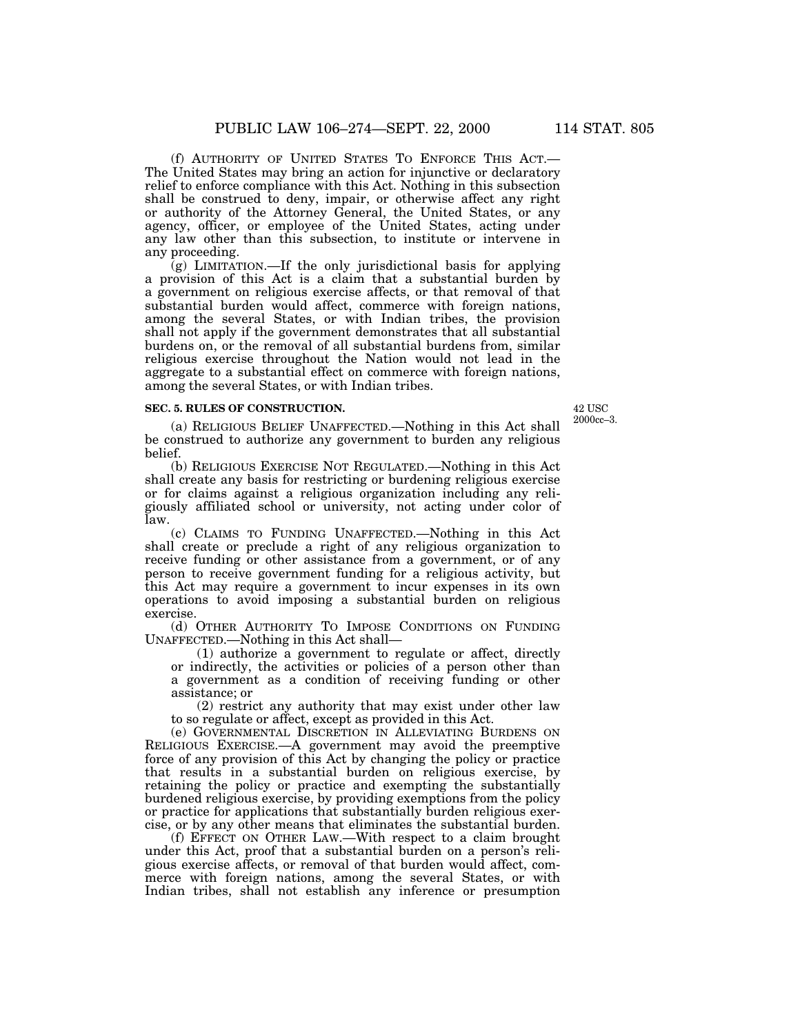(f) AUTHORITY OF UNITED STATES TO ENFORCE THIS ACT.—The United States may bring an action for injunctive or declaratory relief to enforce compliance with this Act. Nothing in this subsection shall be construed to deny, impair, or otherwise affect any right or authority of the Attorney General, the United States, or any agency, officer, or employee of the United States, acting under any law other than this subsection, to institute or intervene in any proceeding.

(g) LIMITATION.—If the only jurisdictional basis for applying a provision of this Act is a claim that a substantial burden by a government on religious exercise affects, or that removal of that substantial burden would affect, commerce with foreign nations, among the several States, or with Indian tribes, the provision shall not apply if the government demonstrates that all substantial burdens on, or the removal of all substantial burdens from, similar religious exercise throughout the Nation would not lead in the aggregate to a substantial effect on commerce with foreign nations, among the several States, or with Indian tribes.

**SEC. 5. RULES OF CONSTRUCTION.**

42 USC 2000cc–3.

(a) RELIGIOUS BELIEF UNAFFECTED.—Nothing in this Act shall be construed to authorize any government to burden any religious belief.

(b) RELIGIOUS EXERCISE NOT REGULATED.—Nothing in this Act shall create any basis for restricting or burdening religious exercise or for claims against a religious organization including any religiously affiliated school or university, not acting under color of law.

(c) CLAIMS TO FUNDING UNAFFECTED.—Nothing in this Act shall create or preclude a right of any religious organization to receive funding or other assistance from a government, or of any person to receive government funding for a religious activity, but this Act may require a government to incur expenses in its own operations to avoid imposing a substantial burden on religious exercise.

(d) OTHER AUTHORITY TO IMPOSE CONDITIONS ON FUNDING UNAFFECTED.—Nothing in this Act shall—

(1) authorize a government to regulate or affect, directly or indirectly, the activities or policies of a person other than a government as a condition of receiving funding or other assistance; or

(2) restrict any authority that may exist under other law to so regulate or affect, except as provided in this Act.

(e) GOVERNMENTAL DISCRETION IN ALLEVIATING BURDENS ON RELIGIOUS EXERCISE.—A government may avoid the preemptive force of any provision of this Act by changing the policy or practice that results in a substantial burden on religious exercise, by retaining the policy or practice and exempting the substantially burdened religious exercise, by providing exemptions from the policy or practice for applications that substantially burden religious exercise, or by any other means that eliminates the substantial burden.

(f) EFFECT ON OTHER LAW.—With respect to a claim brought under this Act, proof that a substantial burden on a person's religious exercise affects, or removal of that burden would affect, commerce with foreign nations, among the several States, or with Indian tribes, shall not establish any inference or presumption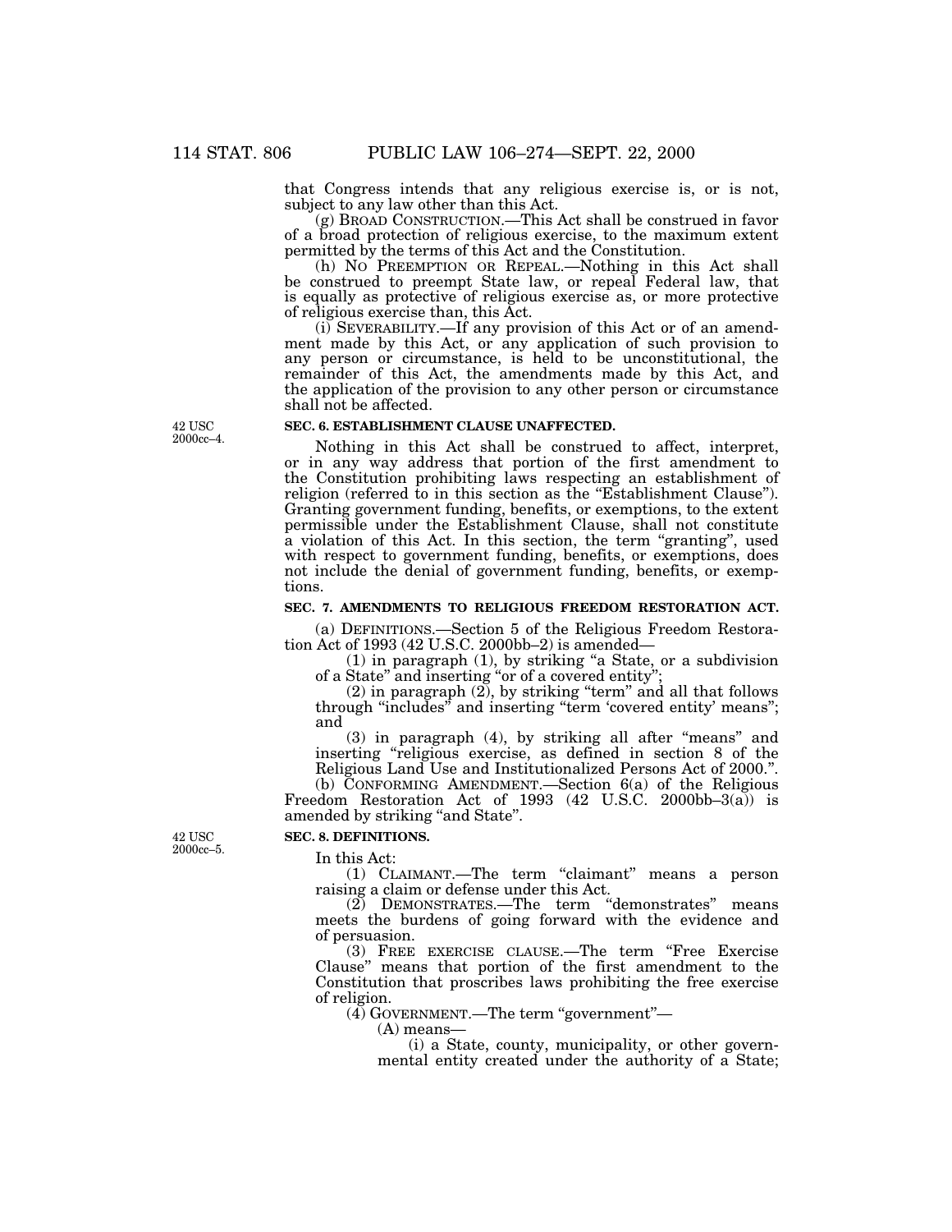that Congress intends that any religious exercise is, or is not, subject to any law other than this Act.

(g) BROAD CONSTRUCTION.—This Act shall be construed in favor of a broad protection of religious exercise, to the maximum extent permitted by the terms of this Act and the Constitution.

(h) NO PREEMPTION OR REPEAL.—Nothing in this Act shall be construed to preempt State law, or repeal Federal law, that is equally as protective of religious exercise as, or more protective of religious exercise than, this Act.

(i) SEVERABILITY.—If any provision of this Act or of an amendment made by this Act, or any application of such provision to any person or circumstance, is held to be unconstitutional, the remainder of this Act, the amendments made by this Act, and the application of the provision to any other person or circumstance shall not be affected.

42 USC 2000cc–4.

**SEC. 6. ESTABLISHMENT CLAUSE UNAFFECTED.**

Nothing in this Act shall be construed to affect, interpret, or in any way address that portion of the first amendment to the Constitution prohibiting laws respecting an establishment of religion (referred to in this section as the "Establishment Clause"). Granting government funding, benefits, or exemptions, to the extent permissible under the Establishment Clause, shall not constitute a violation of this Act. In this section, the term "granting", used with respect to government funding, benefits, or exemptions, does not include the denial of government funding, benefits, or exemptions.

**SEC. 7. AMENDMENTS TO RELIGIOUS FREEDOM RESTORATION ACT.**

(a) DEFINITIONS.—Section 5 of the Religious Freedom Restoration Act of 1993 (42 U.S.C. 2000bb–2) is amended—

(1) in paragraph (1), by striking "a State, or a subdivision of a State" and inserting "or of a covered entity";

(2) in paragraph (2), by striking "term" and all that follows through "includes" and inserting "term 'covered entity' means"; and

(3) in paragraph (4), by striking all after "means" and inserting "religious exercise, as defined in section 8 of the Religious Land Use and Institutionalized Persons Act of 2000.".

(b) CONFORMING AMENDMENT.—Section 6(a) of the Religious Freedom Restoration Act of 1993 (42 U.S.C. 2000bb–3(a)) is amended by striking "and State".

42 USC 2000cc–5.

**SEC. 8. DEFINITIONS.**

In this Act:

(1) CLAIMANT.—The term "claimant" means a person raising a claim or defense under this Act.

(2) DEMONSTRATES.—The term "demonstrates" means meets the burdens of going forward with the evidence and of persuasion.

(3) FREE EXERCISE CLAUSE.—The term "Free Exercise Clause" means that portion of the first amendment to the Constitution that proscribes laws prohibiting the free exercise of religion.

(4) GOVERNMENT.—The term "government"—

(A) means—

(i) a State, county, municipality, or other governmental entity created under the authority of a State;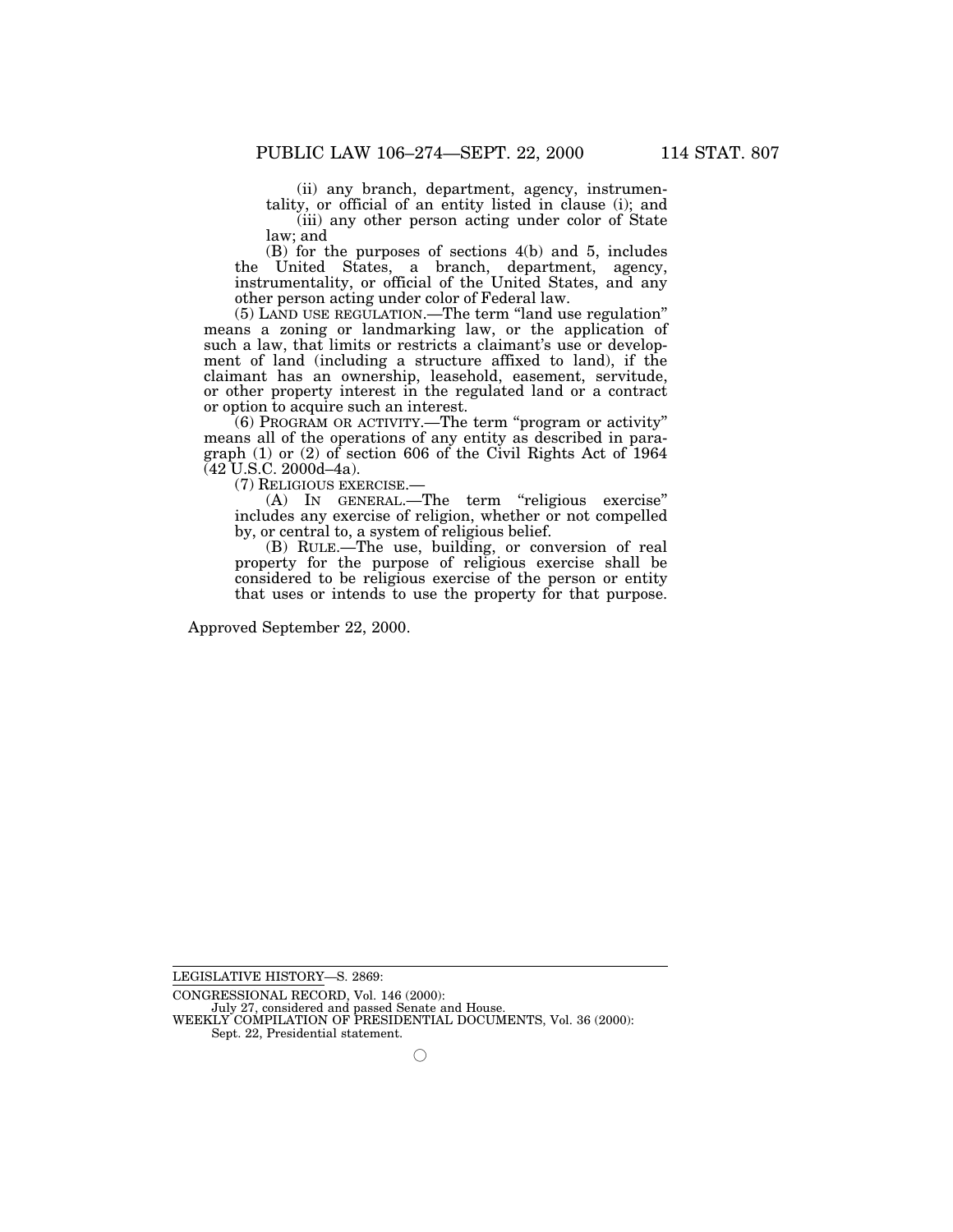(ii) any branch, department, agency, instrumentality, or official of an entity listed in clause (i); and

(iii) any other person acting under color of State law; and

(B) for the purposes of sections 4(b) and 5, includes the United States, a branch, department, agency, instrumentality, or official of the United States, and any other person acting under color of Federal law.

(5) LAND USE REGULATION.—The term "land use regulation" means a zoning or landmarking law, or the application of such a law, that limits or restricts a claimant's use or development of land (including a structure affixed to land), if the claimant has an ownership, leasehold, easement, servitude, or other property interest in the regulated land or a contract or option to acquire such an interest.

(6) PROGRAM OR ACTIVITY.—The term "program or activity" means all of the operations of any entity as described in paragraph (1) or (2) of section 606 of the Civil Rights Act of 1964 (42 U.S.C. 2000d–4a).

(7) RELIGIOUS EXERCISE.—

(A) IN GENERAL.—The term "religious exercise" includes any exercise of religion, whether or not compelled by, or central to, a system of religious belief.

(B) RULE.—The use, building, or conversion of real property for the purpose of religious exercise shall be considered to be religious exercise of the person or entity that uses or intends to use the property for that purpose.

Approved September 22, 2000.

---

LEGISLATIVE HISTORY—S. 2869:

CONGRESSIONAL RECORD, Vol. 146 (2000):
July 27, considered and passed Senate and House.

WEEKLY COMPILATION OF PRESIDENTIAL DOCUMENTS, Vol. 36 (2000):
Sept. 22, Presidential statement.

○